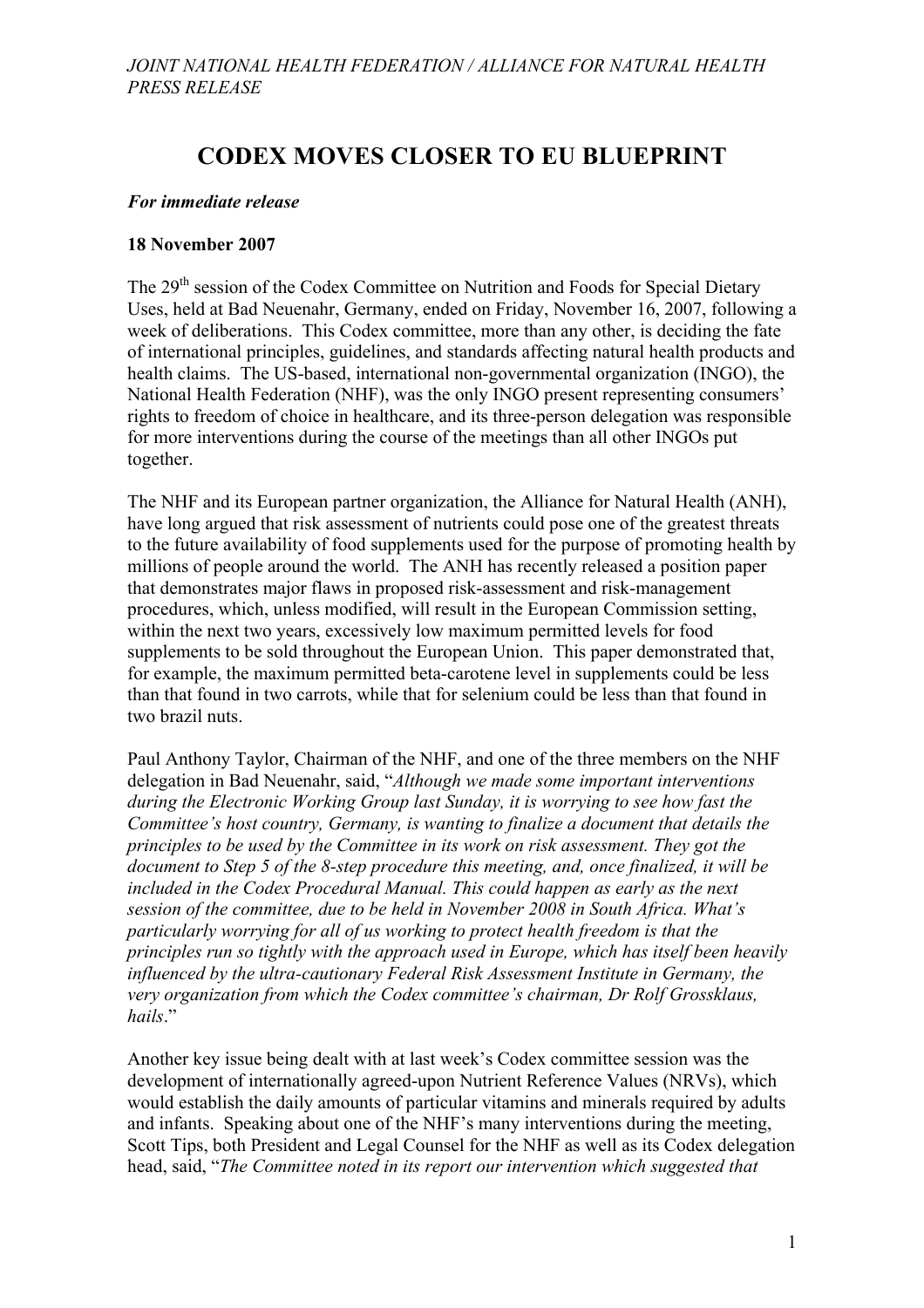*JOINT NATIONAL HEALTH FEDERATION / ALLIANCE FOR NATURAL HEALTH PRESS RELEASE*

# CODEX MOVES CLOSER TO EU BLUEPRINT

***For immediate release***

**18 November 2007**

The 29th session of the Codex Committee on Nutrition and Foods for Special Dietary Uses, held at Bad Neuenahr, Germany, ended on Friday, November 16, 2007, following a week of deliberations. This Codex committee, more than any other, is deciding the fate of international principles, guidelines, and standards affecting natural health products and health claims. The US-based, international non-governmental organization (INGO), the National Health Federation (NHF), was the only INGO present representing consumers' rights to freedom of choice in healthcare, and its three-person delegation was responsible for more interventions during the course of the meetings than all other INGOs put together.

The NHF and its European partner organization, the Alliance for Natural Health (ANH), have long argued that risk assessment of nutrients could pose one of the greatest threats to the future availability of food supplements used for the purpose of promoting health by millions of people around the world. The ANH has recently released a position paper that demonstrates major flaws in proposed risk-assessment and risk-management procedures, which, unless modified, will result in the European Commission setting, within the next two years, excessively low maximum permitted levels for food supplements to be sold throughout the European Union. This paper demonstrated that, for example, the maximum permitted beta-carotene level in supplements could be less than that found in two carrots, while that for selenium could be less than that found in two brazil nuts.

Paul Anthony Taylor, Chairman of the NHF, and one of the three members on the NHF delegation in Bad Neuenahr, said, "*Although we made some important interventions during the Electronic Working Group last Sunday, it is worrying to see how fast the Committee's host country, Germany, is wanting to finalize a document that details the principles to be used by the Committee in its work on risk assessment. They got the document to Step 5 of the 8-step procedure this meeting, and, once finalized, it will be included in the Codex Procedural Manual. This could happen as early as the next session of the committee, due to be held in November 2008 in South Africa. What's particularly worrying for all of us working to protect health freedom is that the principles run so tightly with the approach used in Europe, which has itself been heavily influenced by the ultra-cautionary Federal Risk Assessment Institute in Germany, the very organization from which the Codex committee's chairman, Dr Rolf Grossklaus, hails*."

Another key issue being dealt with at last week's Codex committee session was the development of internationally agreed-upon Nutrient Reference Values (NRVs), which would establish the daily amounts of particular vitamins and minerals required by adults and infants. Speaking about one of the NHF's many interventions during the meeting, Scott Tips, both President and Legal Counsel for the NHF as well as its Codex delegation head, said, "*The Committee noted in its report our intervention which suggested that*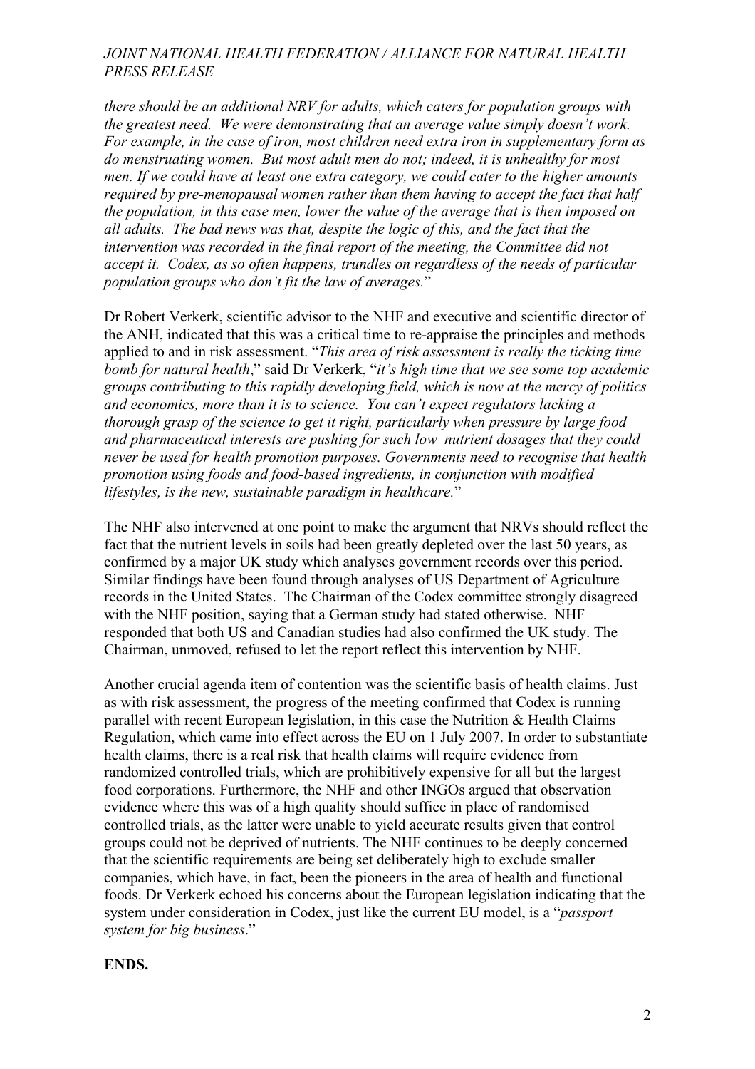*there should be an additional NRV for adults, which caters for population groups with the greatest need. We were demonstrating that an average value simply doesn't work. For example, in the case of iron, most children need extra iron in supplementary form as do menstruating women. But most adult men do not; indeed, it is unhealthy for most men. If we could have at least one extra category, we could cater to the higher amounts required by pre-menopausal women rather than them having to accept the fact that half the population, in this case men, lower the value of the average that is then imposed on all adults. The bad news was that, despite the logic of this, and the fact that the intervention was recorded in the final report of the meeting, the Committee did not accept it. Codex, as so often happens, trundles on regardless of the needs of particular population groups who don't fit the law of averages.*"

Dr Robert Verkerk, scientific advisor to the NHF and executive and scientific director of the ANH, indicated that this was a critical time to re-appraise the principles and methods applied to and in risk assessment. "*This area of risk assessment is really the ticking time bomb for natural health*," said Dr Verkerk, "*it's high time that we see some top academic groups contributing to this rapidly developing field, which is now at the mercy of politics and economics, more than it is to science. You can't expect regulators lacking a thorough grasp of the science to get it right, particularly when pressure by large food and pharmaceutical interests are pushing for such low nutrient dosages that they could never be used for health promotion purposes. Governments need to recognise that health promotion using foods and food-based ingredients, in conjunction with modified lifestyles, is the new, sustainable paradigm in healthcare.*"

The NHF also intervened at one point to make the argument that NRVs should reflect the fact that the nutrient levels in soils had been greatly depleted over the last 50 years, as confirmed by a major UK study which analyses government records over this period. Similar findings have been found through analyses of US Department of Agriculture records in the United States. The Chairman of the Codex committee strongly disagreed with the NHF position, saying that a German study had stated otherwise. NHF responded that both US and Canadian studies had also confirmed the UK study. The Chairman, unmoved, refused to let the report reflect this intervention by NHF.

Another crucial agenda item of contention was the scientific basis of health claims. Just as with risk assessment, the progress of the meeting confirmed that Codex is running parallel with recent European legislation, in this case the Nutrition & Health Claims Regulation, which came into effect across the EU on 1 July 2007. In order to substantiate health claims, there is a real risk that health claims will require evidence from randomized controlled trials, which are prohibitively expensive for all but the largest food corporations. Furthermore, the NHF and other INGOs argued that observation evidence where this was of a high quality should suffice in place of randomised controlled trials, as the latter were unable to yield accurate results given that control groups could not be deprived of nutrients. The NHF continues to be deeply concerned that the scientific requirements are being set deliberately high to exclude smaller companies, which have, in fact, been the pioneers in the area of health and functional foods. Dr Verkerk echoed his concerns about the European legislation indicating that the system under consideration in Codex, just like the current EU model, is a "*passport system for big business*."

**ENDS.**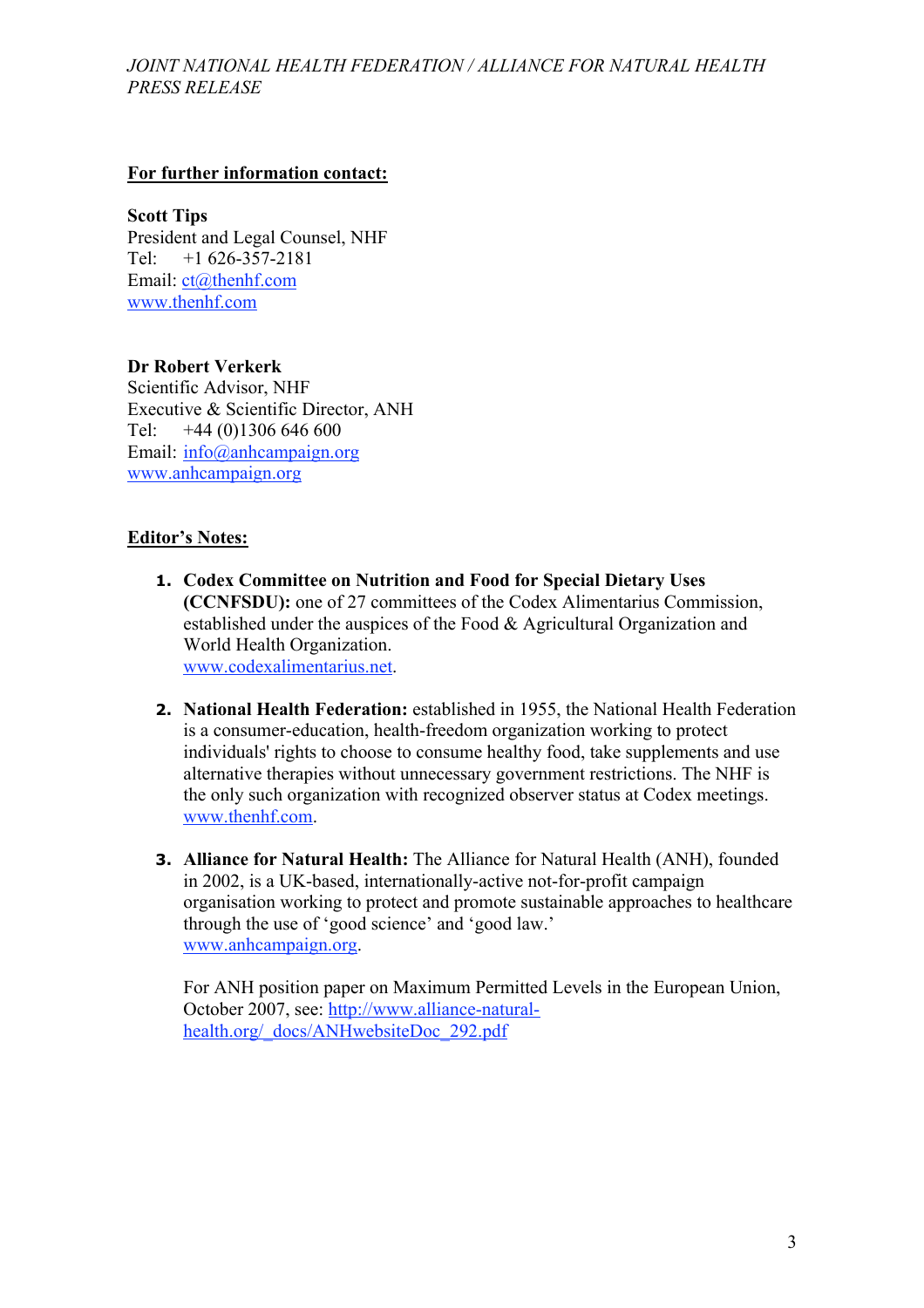**For further information contact:**

**Scott Tips**
President and Legal Counsel, NHF
Tel: +1 626-357-2181
Email: ct@thenhf.com
www.thenhf.com

**Dr Robert Verkerk**
Scientific Advisor, NHF
Executive & Scientific Director, ANH
Tel: +44 (0)1306 646 600
Email: info@anhcampaign.org
www.anhcampaign.org

**Editor's Notes:**

1. **Codex Committee on Nutrition and Food for Special Dietary Uses (CCNFSDU):** one of 27 committees of the Codex Alimentarius Commission, established under the auspices of the Food & Agricultural Organization and World Health Organization.
   www.codexalimentarius.net.

2. **National Health Federation:** established in 1955, the National Health Federation is a consumer-education, health-freedom organization working to protect individuals' rights to choose to consume healthy food, take supplements and use alternative therapies without unnecessary government restrictions. The NHF is the only such organization with recognized observer status at Codex meetings.
   www.thenhf.com.

3. **Alliance for Natural Health:** The Alliance for Natural Health (ANH), founded in 2002, is a UK-based, internationally-active not-for-profit campaign organisation working to protect and promote sustainable approaches to healthcare through the use of 'good science' and 'good law.'
   www.anhcampaign.org.

   For ANH position paper on Maximum Permitted Levels in the European Union, October 2007, see: http://www.alliance-natural-health.org/_docs/ANHwebsiteDoc_292.pdf